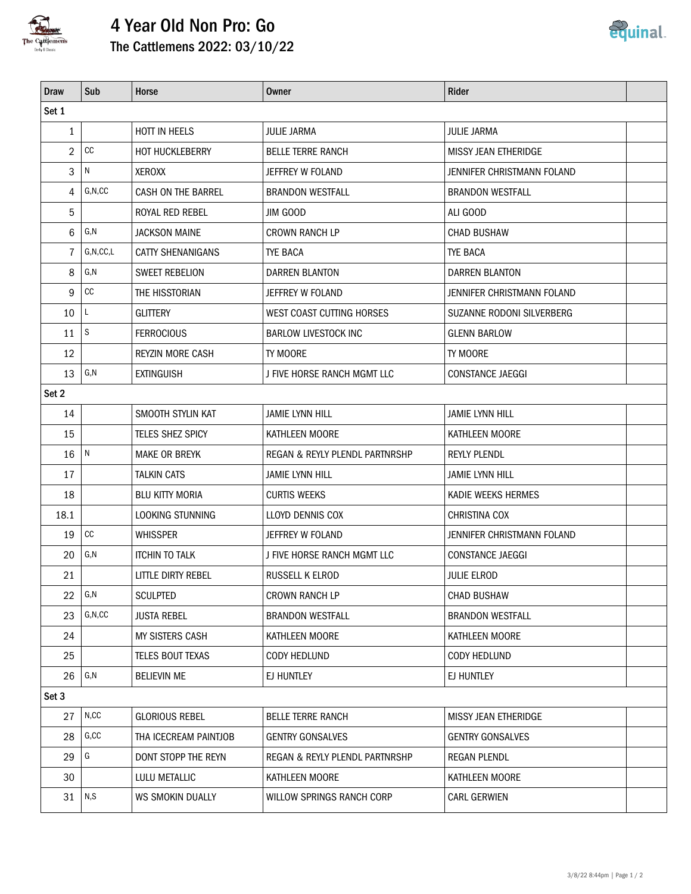# 4 Year Old Non Pro: Go

## The Cattlemens 2022: 03/10/22

| Draw | Sub | Horse | Owner | Rider | |
|---|---|---|---|---|---|
| Set 1 | | | | | |
| 1 | | HOTT IN HEELS | JULIE JARMA | JULIE JARMA | |
| 2 | CC | HOT HUCKLEBERRY | BELLE TERRE RANCH | MISSY JEAN ETHERIDGE | |
| 3 | N | XEROXX | JEFFREY W FOLAND | JENNIFER CHRISTMANN FOLAND | |
| 4 | G,N,CC | CASH ON THE BARREL | BRANDON WESTFALL | BRANDON WESTFALL | |
| 5 | | ROYAL RED REBEL | JIM GOOD | ALI GOOD | |
| 6 | G,N | JACKSON MAINE | CROWN RANCH LP | CHAD BUSHAW | |
| 7 | G,N,CC,L | CATTY SHENANIGANS | TYE BACA | TYE BACA | |
| 8 | G,N | SWEET REBELION | DARREN BLANTON | DARREN BLANTON | |
| 9 | CC | THE HISSTORIAN | JEFFREY W FOLAND | JENNIFER CHRISTMANN FOLAND | |
| 10 | L | GLITTERY | WEST COAST CUTTING HORSES | SUZANNE RODONI SILVERBERG | |
| 11 | S | FERROCIOUS | BARLOW LIVESTOCK INC | GLENN BARLOW | |
| 12 | | REYZIN MORE CASH | TY MOORE | TY MOORE | |
| 13 | G,N | EXTINGUISH | J FIVE HORSE RANCH MGMT LLC | CONSTANCE JAEGGI | |
| Set 2 | | | | | |
| 14 | | SMOOTH STYLIN KAT | JAMIE LYNN HILL | JAMIE LYNN HILL | |
| 15 | | TELES SHEZ SPICY | KATHLEEN MOORE | KATHLEEN MOORE | |
| 16 | N | MAKE OR BREYK | REGAN & REYLY PLENDL PARTNRSHP | REYLY PLENDL | |
| 17 | | TALKIN CATS | JAMIE LYNN HILL | JAMIE LYNN HILL | |
| 18 | | BLU KITTY MORIA | CURTIS WEEKS | KADIE WEEKS HERMES | |
| 18.1 | | LOOKING STUNNING | LLOYD DENNIS COX | CHRISTINA COX | |
| 19 | CC | WHISSPER | JEFFREY W FOLAND | JENNIFER CHRISTMANN FOLAND | |
| 20 | G,N | ITCHIN TO TALK | J FIVE HORSE RANCH MGMT LLC | CONSTANCE JAEGGI | |
| 21 | | LITTLE DIRTY REBEL | RUSSELL K ELROD | JULIE ELROD | |
| 22 | G,N | SCULPTED | CROWN RANCH LP | CHAD BUSHAW | |
| 23 | G,N,CC | JUSTA REBEL | BRANDON WESTFALL | BRANDON WESTFALL | |
| 24 | | MY SISTERS CASH | KATHLEEN MOORE | KATHLEEN MOORE | |
| 25 | | TELES BOUT TEXAS | CODY HEDLUND | CODY HEDLUND | |
| 26 | G,N | BELIEVIN ME | EJ HUNTLEY | EJ HUNTLEY | |
| Set 3 | | | | | |
| 27 | N,CC | GLORIOUS REBEL | BELLE TERRE RANCH | MISSY JEAN ETHERIDGE | |
| 28 | G,CC | THA ICECREAM PAINTJOB | GENTRY GONSALVES | GENTRY GONSALVES | |
| 29 | G | DONT STOPP THE REYN | REGAN & REYLY PLENDL PARTNRSHP | REGAN PLENDL | |
| 30 | | LULU METALLIC | KATHLEEN MOORE | KATHLEEN MOORE | |
| 31 | N,S | WS SMOKIN DUALLY | WILLOW SPRINGS RANCH CORP | CARL GERWIEN | |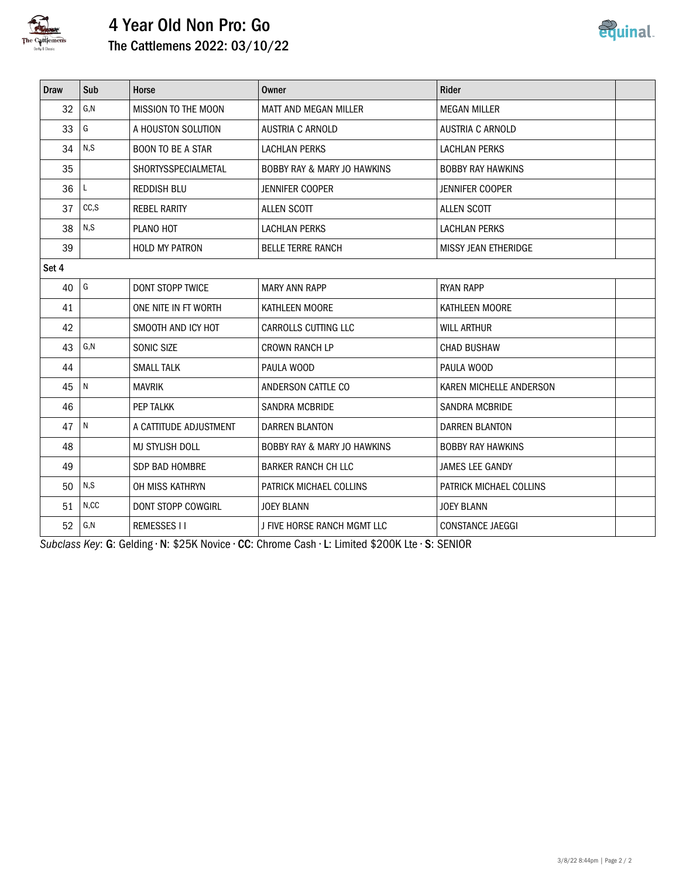# 4 Year Old Non Pro: Go

## The Cattlemens 2022: 03/10/22

| Draw | Sub | Horse | Owner | Rider | |
|---|---|---|---|---|---|
| 32 | G,N | MISSION TO THE MOON | MATT AND MEGAN MILLER | MEGAN MILLER | |
| 33 | G | A HOUSTON SOLUTION | AUSTRIA C ARNOLD | AUSTRIA C ARNOLD | |
| 34 | N,S | BOON TO BE A STAR | LACHLAN PERKS | LACHLAN PERKS | |
| 35 | | SHORTYSSPECIALMETAL | BOBBY RAY & MARY JO HAWKINS | BOBBY RAY HAWKINS | |
| 36 | L | REDDISH BLU | JENNIFER COOPER | JENNIFER COOPER | |
| 37 | CC,S | REBEL RARITY | ALLEN SCOTT | ALLEN SCOTT | |
| 38 | N,S | PLANO HOT | LACHLAN PERKS | LACHLAN PERKS | |
| 39 | | HOLD MY PATRON | BELLE TERRE RANCH | MISSY JEAN ETHERIDGE | |
| Set 4 | | | | | |
| 40 | G | DONT STOPP TWICE | MARY ANN RAPP | RYAN RAPP | |
| 41 | | ONE NITE IN FT WORTH | KATHLEEN MOORE | KATHLEEN MOORE | |
| 42 | | SMOOTH AND ICY HOT | CARROLLS CUTTING LLC | WILL ARTHUR | |
| 43 | G,N | SONIC SIZE | CROWN RANCH LP | CHAD BUSHAW | |
| 44 | | SMALL TALK | PAULA WOOD | PAULA WOOD | |
| 45 | N | MAVRIK | ANDERSON CATTLE CO | KAREN MICHELLE ANDERSON | |
| 46 | | PEP TALKK | SANDRA MCBRIDE | SANDRA MCBRIDE | |
| 47 | N | A CATTITUDE ADJUSTMENT | DARREN BLANTON | DARREN BLANTON | |
| 48 | | MJ STYLISH DOLL | BOBBY RAY & MARY JO HAWKINS | BOBBY RAY HAWKINS | |
| 49 | | SDP BAD HOMBRE | BARKER RANCH CH LLC | JAMES LEE GANDY | |
| 50 | N,S | OH MISS KATHRYN | PATRICK MICHAEL COLLINS | PATRICK MICHAEL COLLINS | |
| 51 | N,CC | DONT STOPP COWGIRL | JOEY BLANN | JOEY BLANN | |
| 52 | G,N | REMESSES I I | J FIVE HORSE RANCH MGMT LLC | CONSTANCE JAEGGI | |

*Subclass Key*: **G**: Gelding · **N**: $25K Novice · **CC**: Chrome Cash · **L**: Limited $200K Lte · **S**: SENIOR